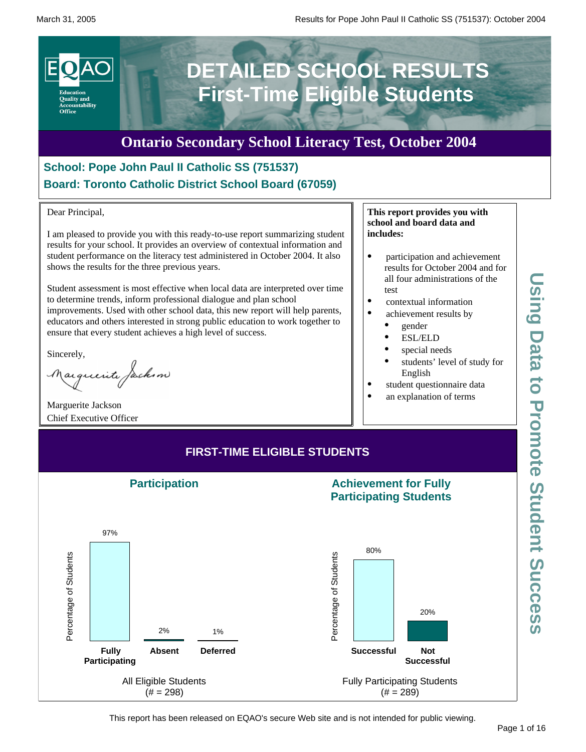# DETAILED SCHOOL RESULTS
# First-Time Eligible Students

## Ontario Secondary School Literacy Test, October 2004

**School: Pope John Paul II Catholic SS (751537)**
**Board: Toronto Catholic District School Board (67059)**

Dear Principal,

I am pleased to provide you with this ready-to-use report summarizing student results for your school. It provides an overview of contextual information and student performance on the literacy test administered in October 2004. It also shows the results for the three previous years.

Student assessment is most effective when local data are interpreted over time to determine trends, inform professional dialogue and plan school improvements. Used with other school data, this new report will help parents, educators and others interested in strong public education to work together to ensure that every student achieves a high level of success.

Sincerely,

Marguerite Jackson
Chief Executive Officer

**This report provides you with school and board data and includes:**

- participation and achievement results for October 2004 and for all four administrations of the test
- contextual information
- achievement results by
  - gender
  - ESL/ELD
  - special needs
  - students' level of study for English
- student questionnaire data
- an explanation of terms

Using Data to Promote Student Success

## FIRST-TIME ELIGIBLE STUDENTS

### Participation

| | Fully Participating | Absent | Deferred |
|---|---|---|---|
| Percentage of Students | 97% | 2% | 1% |

All Eligible Students (# = 298)

### Achievement for Fully Participating Students

| | Successful | Not Successful |
|---|---|---|
| Percentage of Students | 80% | 20% |

Fully Participating Students (# = 289)

This report has been released on EQAO's secure Web site and is not intended for public viewing.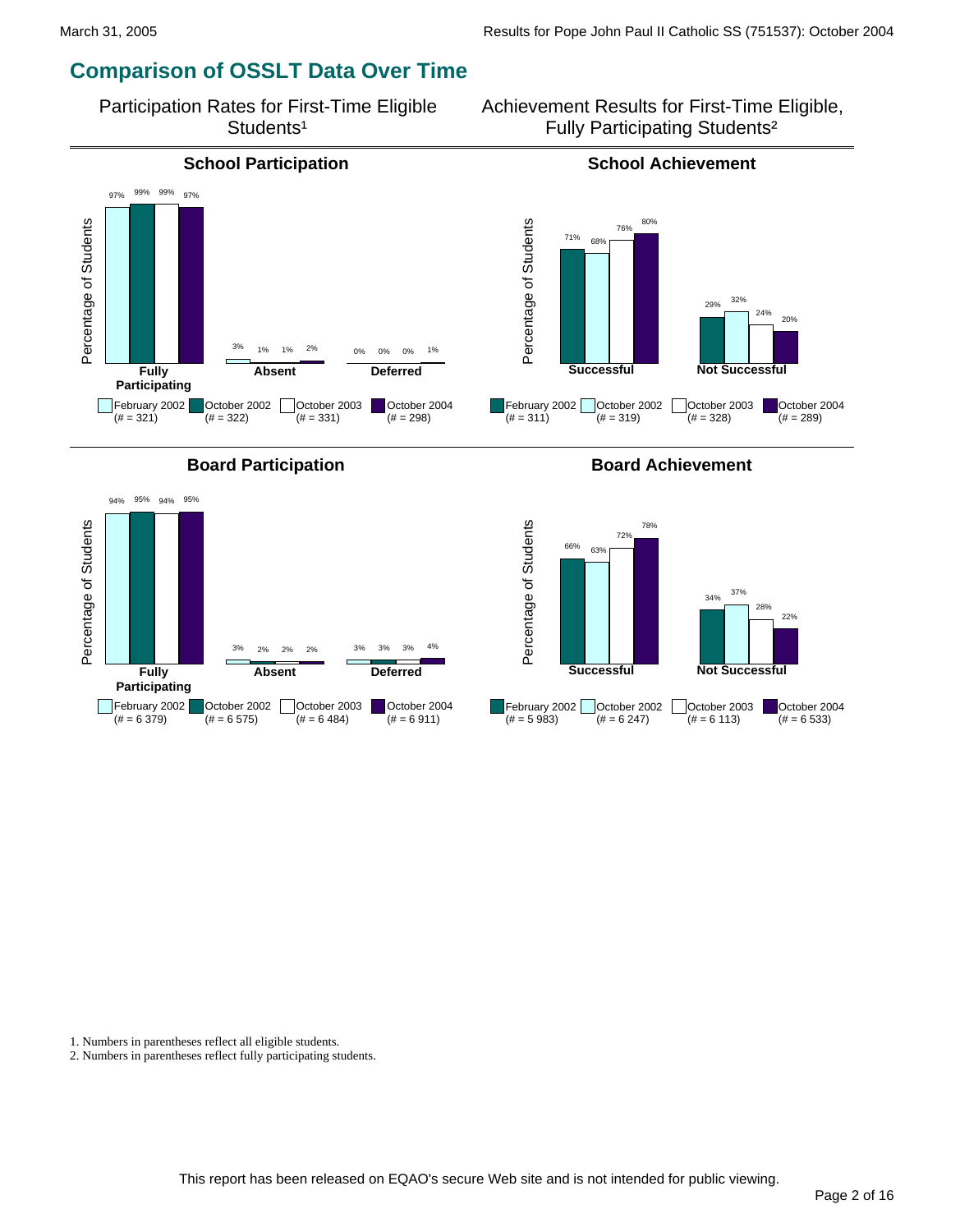## Comparison of OSSLT Data Over Time

### Participation Rates for First-Time Eligible Students[1]

#### School Participation

| | February 2002 (# = 321) | October 2002 (# = 322) | October 2003 (# = 331) | October 2004 (# = 298) |
|---|---|---|---|---|
| Fully Participating | 97% | 99% | 99% | 97% |
| Absent | 3% | 1% | 1% | 2% |
| Deferred | 0% | 0% | 0% | 1% |

#### Board Participation

| | February 2002 (# = 6 379) | October 2002 (# = 6 575) | October 2003 (# = 6 484) | October 2004 (# = 6 911) |
|---|---|---|---|---|
| Fully Participating | 94% | 95% | 94% | 95% |
| Absent | 3% | 2% | 2% | 2% |
| Deferred | 3% | 3% | 3% | 4% |

### Achievement Results for First-Time Eligible, Fully Participating Students[2]

#### School Achievement

| | February 2002 (# = 311) | October 2002 (# = 319) | October 2003 (# = 328) | October 2004 (# = 289) |
|---|---|---|---|---|
| Successful | 71% | 68% | 76% | 80% |
| Not Successful | 29% | 32% | 24% | 20% |

#### Board Achievement

| | February 2002 (# = 5 983) | October 2002 (# = 6 247) | October 2003 (# = 6 113) | October 2004 (# = 6 533) |
|---|---|---|---|---|
| Successful | 66% | 63% | 72% | 78% |
| Not Successful | 34% | 37% | 28% | 22% |

1. Numbers in parentheses reflect all eligible students.
2. Numbers in parentheses reflect fully participating students.

This report has been released on EQAO's secure Web site and is not intended for public viewing.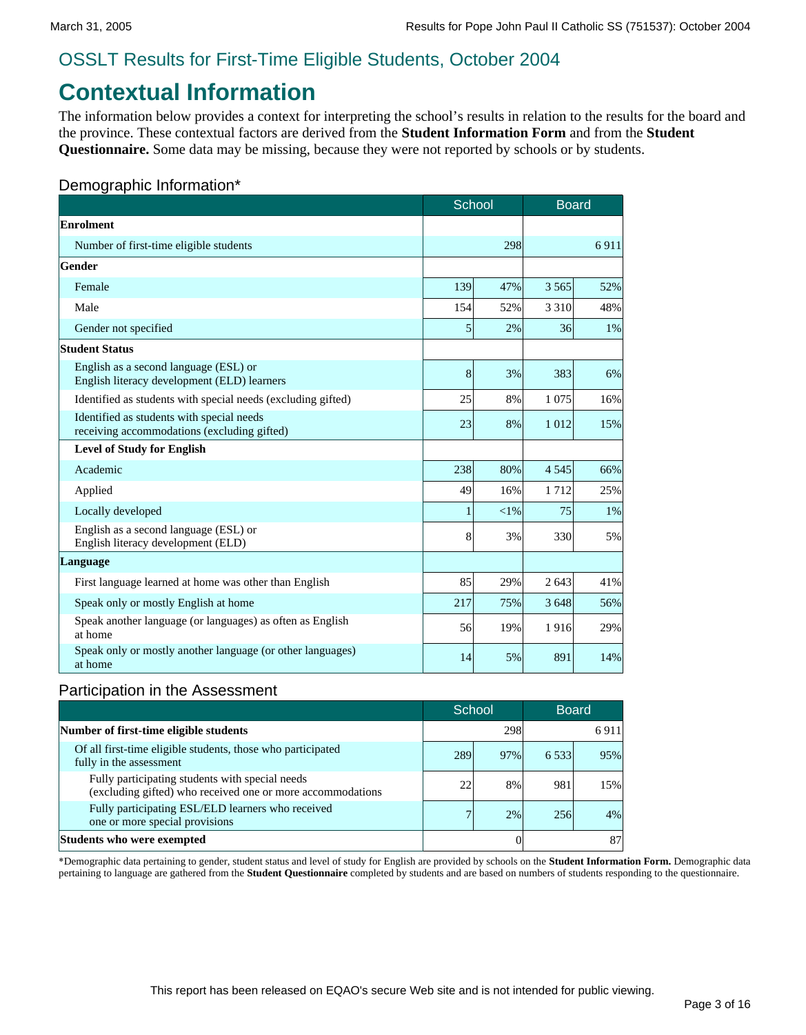## OSSLT Results for First-Time Eligible Students, October 2004

# Contextual Information

The information below provides a context for interpreting the school's results in relation to the results for the board and the province. These contextual factors are derived from the **Student Information Form** and from the **Student Questionnaire.** Some data may be missing, because they were not reported by schools or by students.

### Demographic Information*

| | School | | Board | |
|---|---|---|---|---|
| **Enrolment** | | | | |
| Number of first-time eligible students | | 298 | | 6 911 |
| **Gender** | | | | |
| Female | 139 | 47% | 3 565 | 52% |
| Male | 154 | 52% | 3 310 | 48% |
| Gender not specified | 5 | 2% | 36 | 1% |
| **Student Status** | | | | |
| English as a second language (ESL) or English literacy development (ELD) learners | 8 | 3% | 383 | 6% |
| Identified as students with special needs (excluding gifted) | 25 | 8% | 1 075 | 16% |
| Identified as students with special needs receiving accommodations (excluding gifted) | 23 | 8% | 1 012 | 15% |
| **Level of Study for English** | | | | |
| Academic | 238 | 80% | 4 545 | 66% |
| Applied | 49 | 16% | 1 712 | 25% |
| Locally developed | 1 | <1% | 75 | 1% |
| English as a second language (ESL) or English literacy development (ELD) | 8 | 3% | 330 | 5% |
| **Language** | | | | |
| First language learned at home was other than English | 85 | 29% | 2 643 | 41% |
| Speak only or mostly English at home | 217 | 75% | 3 648 | 56% |
| Speak another language (or languages) as often as English at home | 56 | 19% | 1 916 | 29% |
| Speak only or mostly another language (or other languages) at home | 14 | 5% | 891 | 14% |

### Participation in the Assessment

| | School | | Board | |
|---|---|---|---|---|
| **Number of first-time eligible students** | | 298 | | 6 911 |
| Of all first-time eligible students, those who participated fully in the assessment | 289 | 97% | 6 533 | 95% |
| Fully participating students with special needs (excluding gifted) who received one or more accommodations | 22 | 8% | 981 | 15% |
| Fully participating ESL/ELD learners who received one or more special provisions | 7 | 2% | 256 | 4% |
| **Students who were exempted** | | 0 | | 87 |

*Demographic data pertaining to gender, student status and level of study for English are provided by schools on the **Student Information Form.** Demographic data pertaining to language are gathered from the **Student Questionnaire** completed by students and are based on numbers of students responding to the questionnaire.

This report has been released on EQAO's secure Web site and is not intended for public viewing.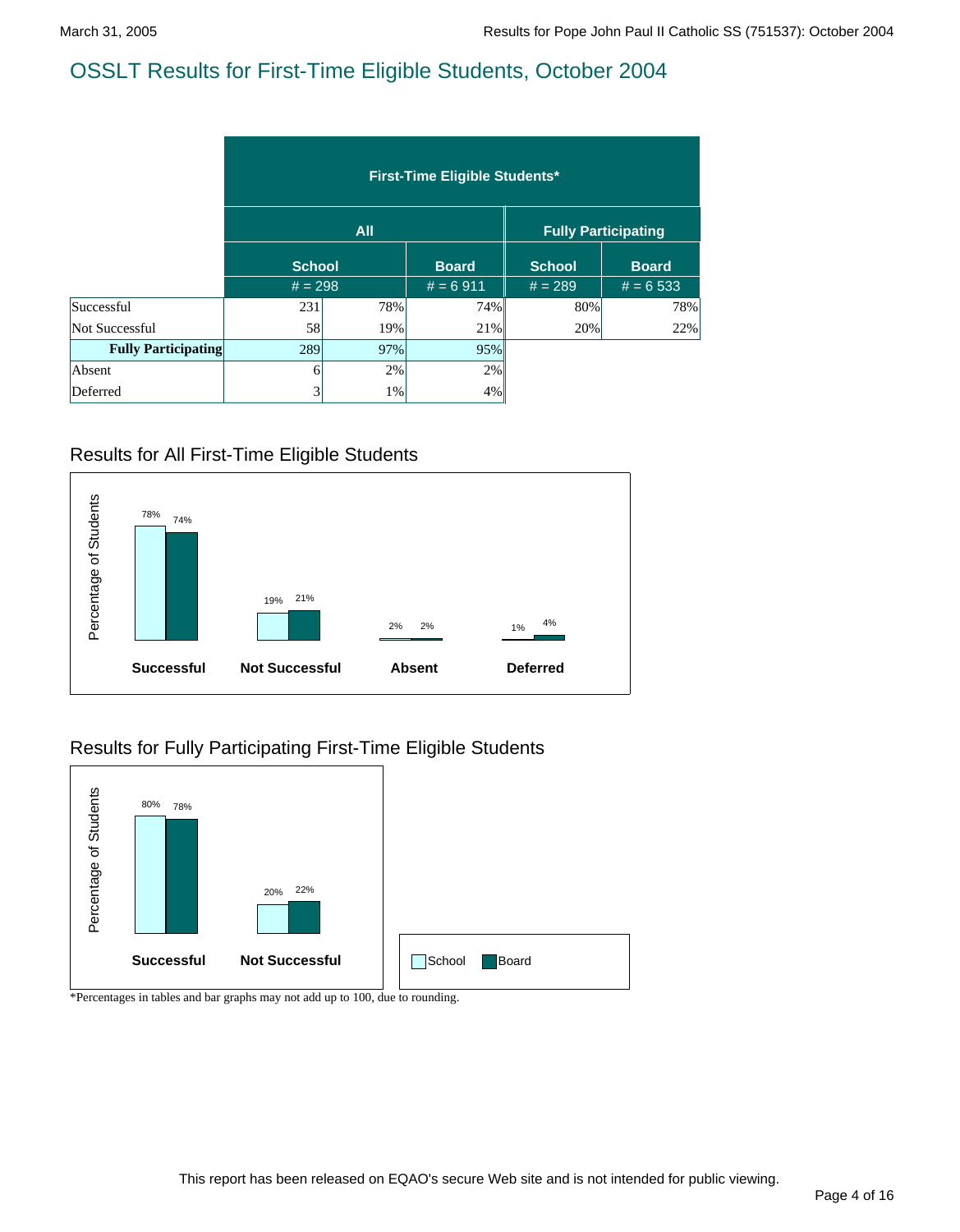# OSSLT Results for First-Time Eligible Students, October 2004

| | First-Time Eligible Students* | | | | |
|---|---|---|---|---|---|
| | All | | | Fully Participating | |
| | School | | Board | School | Board |
| | # = 298 | | # = 6 911 | # = 289 | # = 6 533 |
| Successful | 231 | 78% | 74% | 80% | 78% |
| Not Successful | 58 | 19% | 21% | 20% | 22% |
| **Fully Participating** | 289 | 97% | 95% | | |
| Absent | 6 | 2% | 2% | | |
| Deferred | 3 | 1% | 4% | | |

## Results for All First-Time Eligible Students

| | School | Board |
|---|---|---|
| Successful | 78% | 74% |
| Not Successful | 19% | 21% |
| Absent | 2% | 2% |
| Deferred | 1% | 4% |

## Results for Fully Participating First-Time Eligible Students

| | School | Board |
|---|---|---|
| Successful | 80% | 78% |
| Not Successful | 20% | 22% |

*Percentages in tables and bar graphs may not add up to 100, due to rounding.

This report has been released on EQAO's secure Web site and is not intended for public viewing.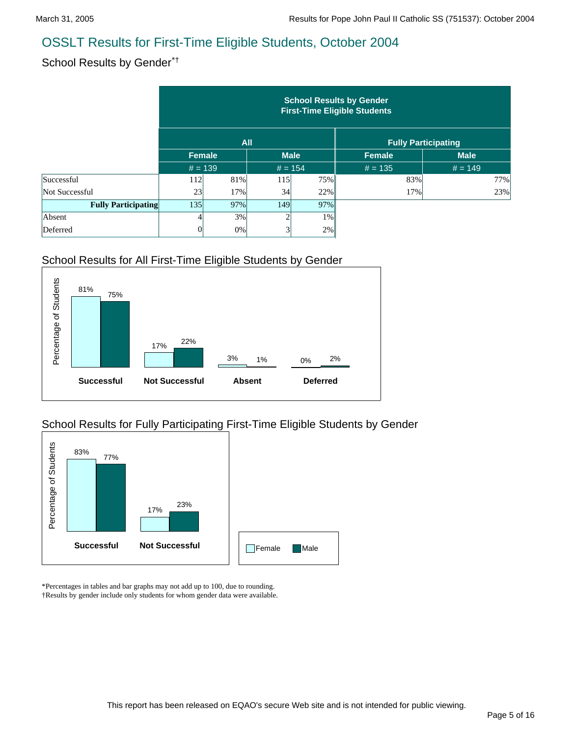## OSSLT Results for First-Time Eligible Students, October 2004

### School Results by Gender*†

| | School Results by Gender First-Time Eligible Students | | | | | |
|---|---|---|---|---|---|---|
| | All | | | | Fully Participating | |
| | Female | | Male | | Female | Male |
| | # = 139 | | # = 154 | | # = 135 | # = 149 |
| Successful | 112 | 81% | 115 | 75% | 83% | 77% |
| Not Successful | 23 | 17% | 34 | 22% | 17% | 23% |
| **Fully Participating** | 135 | 97% | 149 | 97% | | |
| Absent | 4 | 3% | 2 | 1% | | |
| Deferred | 0 | 0% | 3 | 2% | | |

### School Results for All First-Time Eligible Students by Gender

Percentage of Students

| | Female | Male |
|---|---|---|
| Successful | 81% | 75% |
| Not Successful | 17% | 22% |
| Absent | 3% | 1% |
| Deferred | 0% | 2% |

### School Results for Fully Participating First-Time Eligible Students by Gender

Percentage of Students

| | Female | Male |
|---|---|---|
| Successful | 83% | 77% |
| Not Successful | 17% | 23% |

*Percentages in tables and bar graphs may not add up to 100, due to rounding.
†Results by gender include only students for whom gender data were available.

This report has been released on EQAO's secure Web site and is not intended for public viewing.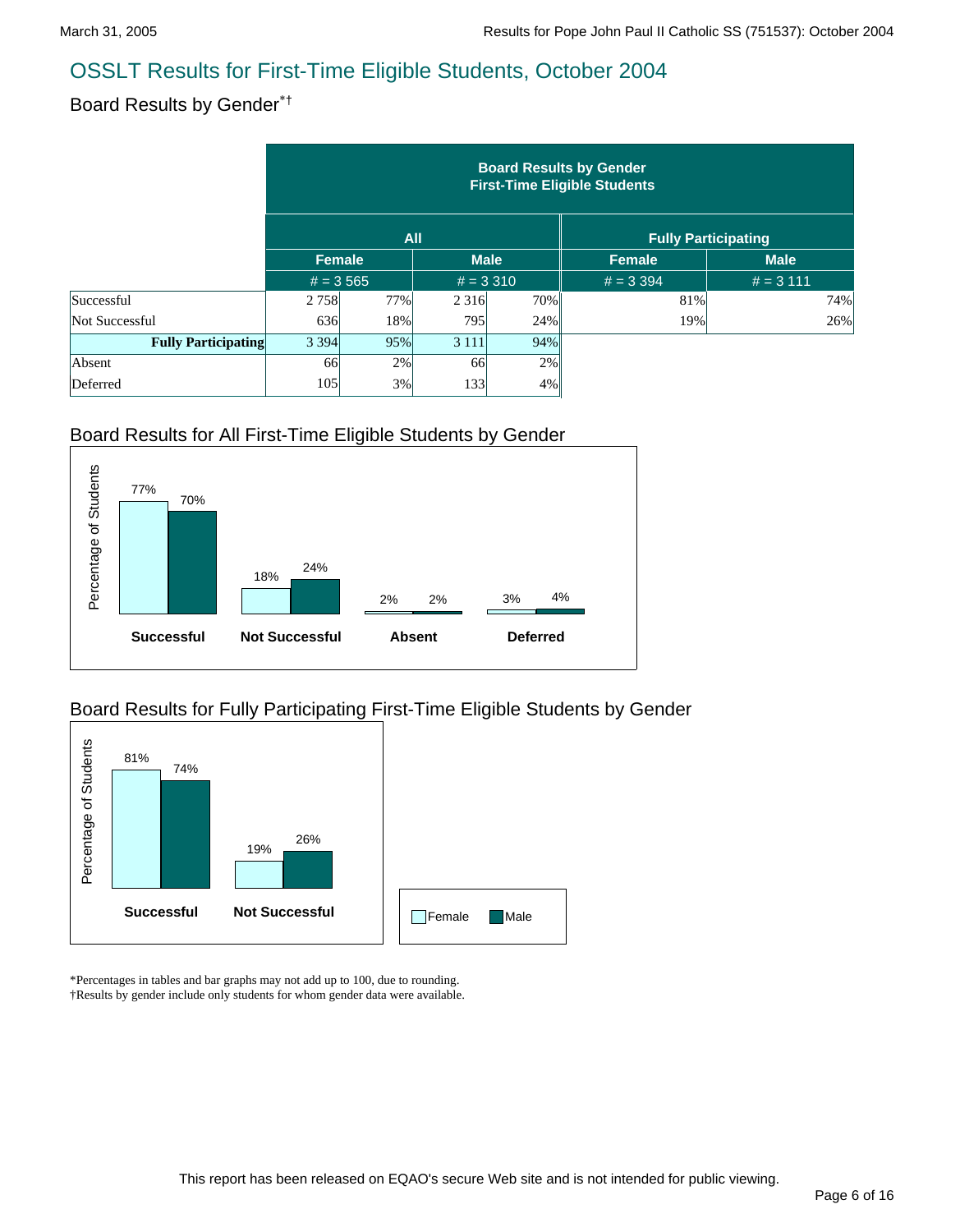# OSSLT Results for First-Time Eligible Students, October 2004

## Board Results by Gender*†

| | Board Results by Gender First-Time Eligible Students | | | | | |
|---|---|---|---|---|---|---|
| | All | | | | Fully Participating | |
| | Female | | Male | | Female | Male |
| | # = 3 565 | | # = 3 310 | | # = 3 394 | # = 3 111 |
| Successful | 2 758 | 77% | 2 316 | 70% | 81% | 74% |
| Not Successful | 636 | 18% | 795 | 24% | 19% | 26% |
| **Fully Participating** | 3 394 | 95% | 3 111 | 94% | | |
| Absent | 66 | 2% | 66 | 2% | | |
| Deferred | 105 | 3% | 133 | 4% | | |

### Board Results for All First-Time Eligible Students by Gender

| | Female | Male |
|---|---|---|
| Successful | 77% | 70% |
| Not Successful | 18% | 24% |
| Absent | 2% | 2% |
| Deferred | 3% | 4% |

### Board Results for Fully Participating First-Time Eligible Students by Gender

| | Female | Male |
|---|---|---|
| Successful | 81% | 74% |
| Not Successful | 19% | 26% |

*Percentages in tables and bar graphs may not add up to 100, due to rounding.
†Results by gender include only students for whom gender data were available.

This report has been released on EQAO's secure Web site and is not intended for public viewing.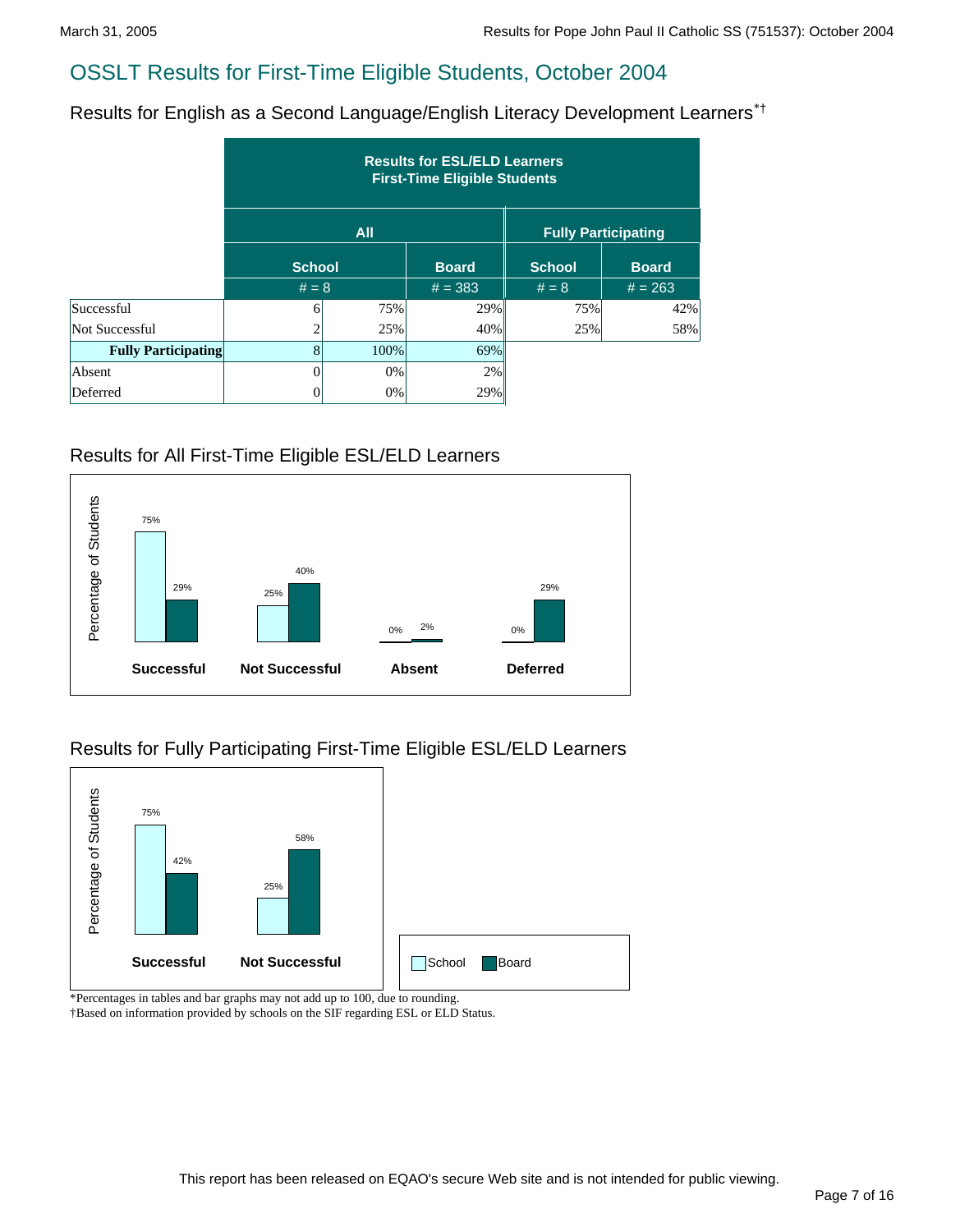# OSSLT Results for First-Time Eligible Students, October 2004

## Results for English as a Second Language/English Literacy Development Learners*†

| | Results for ESL/ELD Learners First-Time Eligible Students | | | | |
|---|---|---|---|---|---|
| | All | | | Fully Participating | |
| | School | | Board | School | Board |
| | # = 8 | | # = 383 | # = 8 | # = 263 |
| Successful | 6 | 75% | 29% | 75% | 42% |
| Not Successful | 2 | 25% | 40% | 25% | 58% |
| **Fully Participating** | 8 | 100% | 69% | | |
| Absent | 0 | 0% | 2% | | |
| Deferred | 0 | 0% | 29% | | |

## Results for All First-Time Eligible ESL/ELD Learners

Percentage of Students

| | School | Board |
|---|---|---|
| **Successful** | 75% | 29% |
| **Not Successful** | 25% | 40% |
| **Absent** | 0% | 2% |
| **Deferred** | 0% | 29% |

## Results for Fully Participating First-Time Eligible ESL/ELD Learners

Percentage of Students

| | School | Board |
|---|---|---|
| **Successful** | 75% | 42% |
| **Not Successful** | 25% | 58% |

*Percentages in tables and bar graphs may not add up to 100, due to rounding.
†Based on information provided by schools on the SIF regarding ESL or ELD Status.

This report has been released on EQAO's secure Web site and is not intended for public viewing.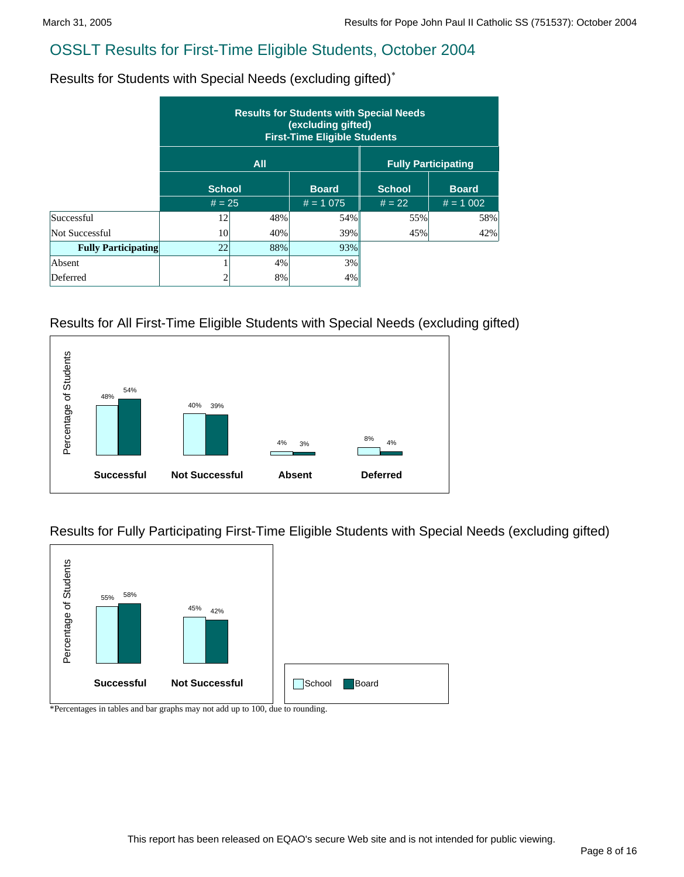# OSSLT Results for First-Time Eligible Students, October 2004

## Results for Students with Special Needs (excluding gifted)*

| | Results for Students with Special Needs (excluding gifted) First-Time Eligible Students | | | | |
|---|---|---|---|---|---|
| | All | | | Fully Participating | |
| | School | | Board | School | Board |
| | # = 25 | | # = 1 075 | # = 22 | # = 1 002 |
| Successful | 12 | 48% | 54% | 55% | 58% |
| Not Successful | 10 | 40% | 39% | 45% | 42% |
| **Fully Participating** | 22 | 88% | 93% | | |
| Absent | 1 | 4% | 3% | | |
| Deferred | 2 | 8% | 4% | | |

### Results for All First-Time Eligible Students with Special Needs (excluding gifted)

| Percentage of Students | School | Board |
|---|---|---|
| Successful | 48% | 54% |
| Not Successful | 40% | 39% |
| Absent | 4% | 3% |
| Deferred | 8% | 4% |

### Results for Fully Participating First-Time Eligible Students with Special Needs (excluding gifted)

| Percentage of Students | School | Board |
|---|---|---|
| Successful | 55% | 58% |
| Not Successful | 45% | 42% |

*Percentages in tables and bar graphs may not add up to 100, due to rounding.

This report has been released on EQAO's secure Web site and is not intended for public viewing.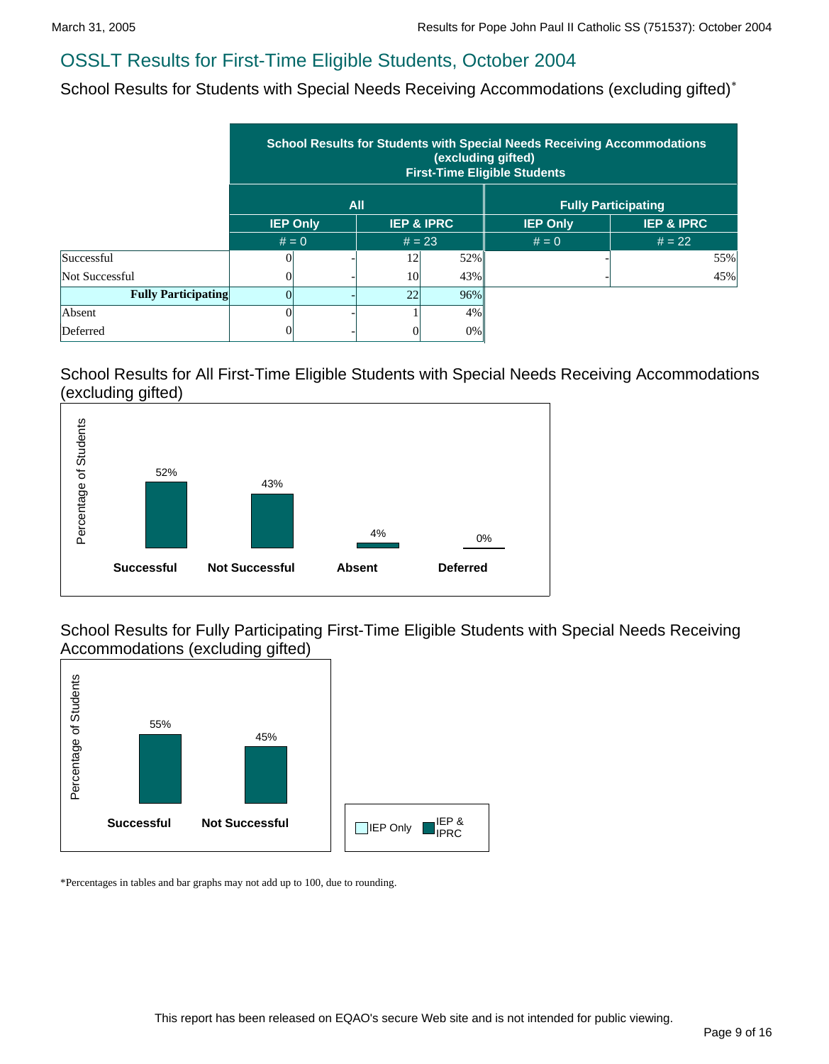## OSSLT Results for First-Time Eligible Students, October 2004

School Results for Students with Special Needs Receiving Accommodations (excluding gifted)*

| | School Results for Students with Special Needs Receiving Accommodations (excluding gifted) First-Time Eligible Students | | | | | |
|---|---|---|---|---|---|---|
| | All | | | | Fully Participating | |
| | IEP Only | | IEP & IPRC | | IEP Only | IEP & IPRC |
| | # = 0 | | # = 23 | | # = 0 | # = 22 |
| Successful | 0 | - | 12 | 52% | - | 55% |
| Not Successful | 0 | - | 10 | 43% | - | 45% |
| **Fully Participating** | 0 | - | 22 | 96% | | |
| Absent | 0 | - | 1 | 4% | | |
| Deferred | 0 | - | 0 | 0% | | |

School Results for All First-Time Eligible Students with Special Needs Receiving Accommodations (excluding gifted)

| | Successful | Not Successful | Absent | Deferred |
|---|---|---|---|---|
| Percentage of Students | 52% | 43% | 4% | 0% |

School Results for Fully Participating First-Time Eligible Students with Special Needs Receiving Accommodations (excluding gifted)

| | Successful | Not Successful |
|---|---|---|
| Percentage of Students | 55% | 45% |

Legend: IEP Only; IEP & IPRC

*Percentages in tables and bar graphs may not add up to 100, due to rounding.

This report has been released on EQAO's secure Web site and is not intended for public viewing.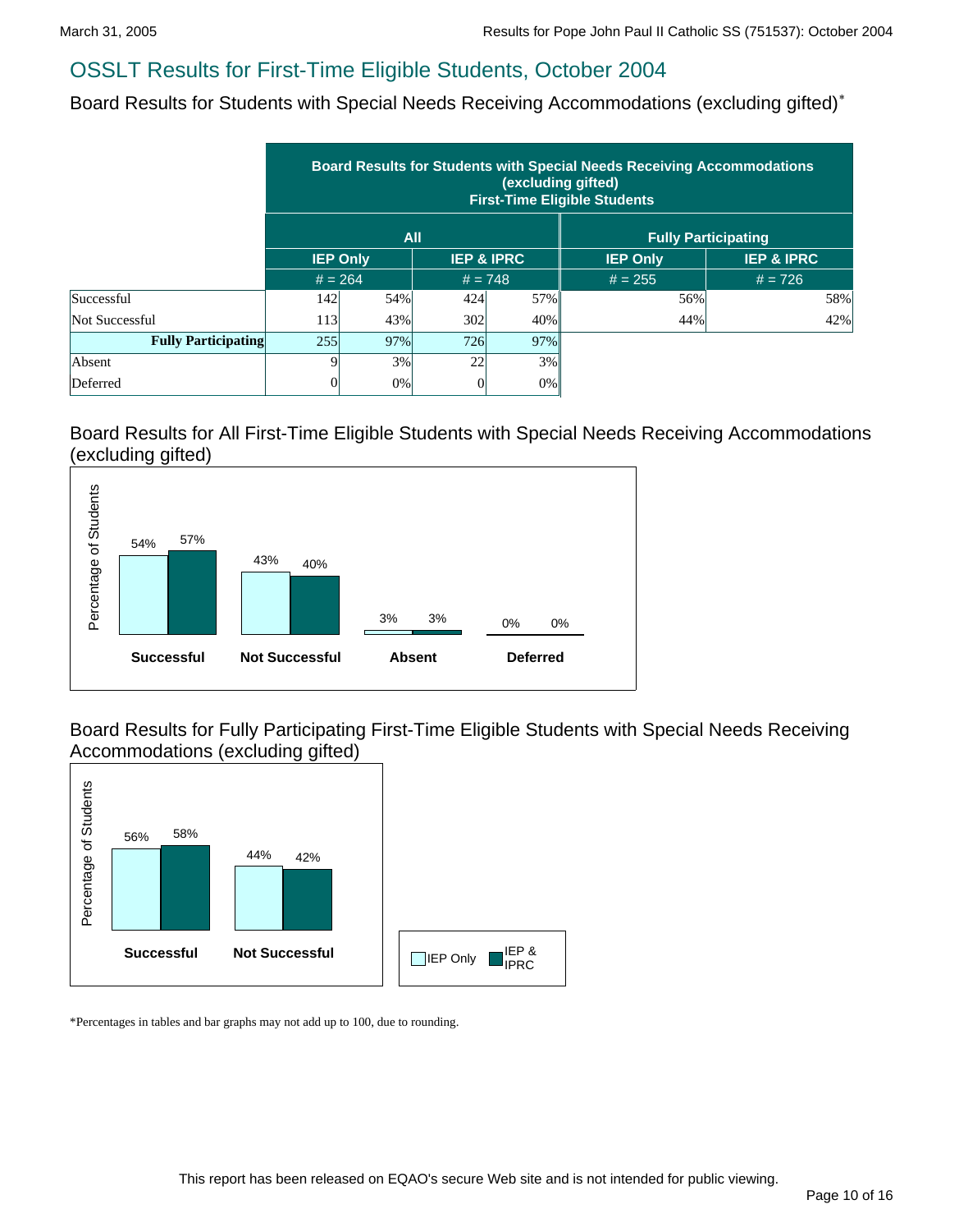# OSSLT Results for First-Time Eligible Students, October 2004

## Board Results for Students with Special Needs Receiving Accommodations (excluding gifted)*

| | Board Results for Students with Special Needs Receiving Accommodations (excluding gifted) First-Time Eligible Students | | | | | |
|---|---|---|---|---|---|---|
| | All | | | | Fully Participating | |
| | IEP Only | | IEP & IPRC | | IEP Only | IEP & IPRC |
| | # = 264 | | # = 748 | | # = 255 | # = 726 |
| Successful | 142 | 54% | 424 | 57% | 56% | 58% |
| Not Successful | 113 | 43% | 302 | 40% | 44% | 42% |
| **Fully Participating** | 255 | 97% | 726 | 97% | | |
| Absent | 9 | 3% | 22 | 3% | | |
| Deferred | 0 | 0% | 0 | 0% | | |

## Board Results for All First-Time Eligible Students with Special Needs Receiving Accommodations (excluding gifted)

| Percentage of Students | Successful | Not Successful | Absent | Deferred |
|---|---|---|---|---|
| IEP Only | 54% | 43% | 3% | 0% |
| IEP & IPRC | 57% | 40% | 3% | 0% |

## Board Results for Fully Participating First-Time Eligible Students with Special Needs Receiving Accommodations (excluding gifted)

| Percentage of Students | Successful | Not Successful |
|---|---|---|
| IEP Only | 56% | 44% |
| IEP & IPRC | 58% | 42% |

*Percentages in tables and bar graphs may not add up to 100, due to rounding.

This report has been released on EQAO's secure Web site and is not intended for public viewing.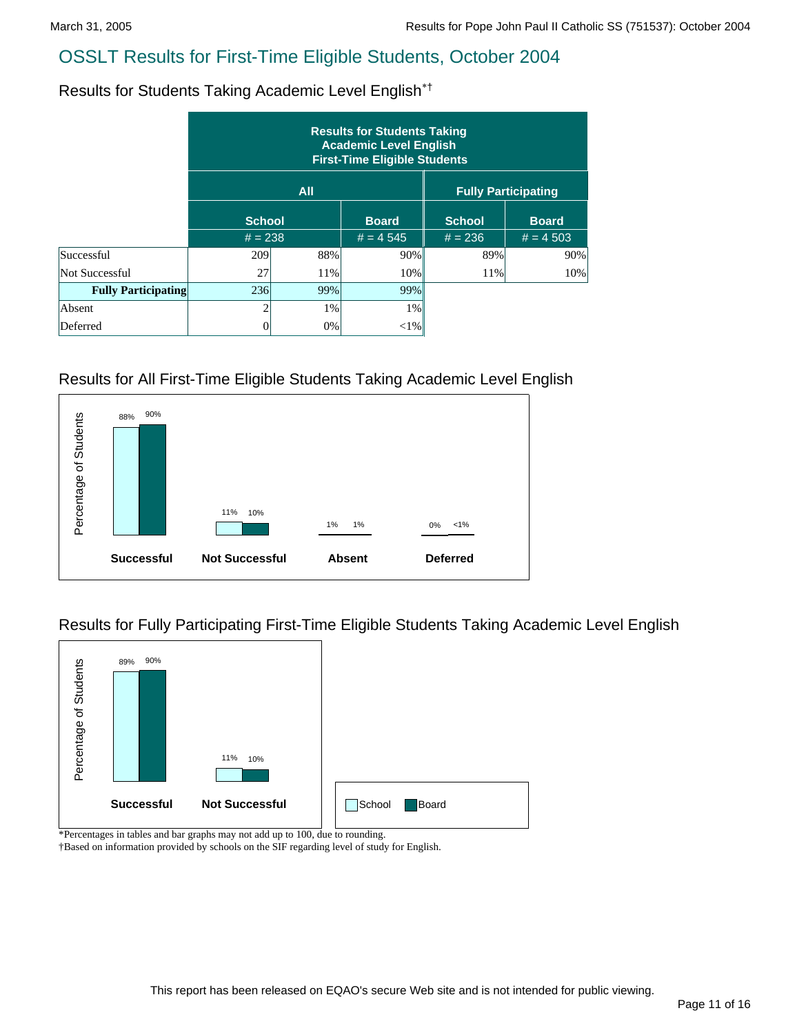# OSSLT Results for First-Time Eligible Students, October 2004

## Results for Students Taking Academic Level English*†

| | Results for Students Taking Academic Level English First-Time Eligible Students | | | | |
|---|---|---|---|---|---|
| | All | | | Fully Participating | |
| | School | | Board | School | Board |
| | # = 238 | | # = 4 545 | # = 236 | # = 4 503 |
| Successful | 209 | 88% | 90% | 89% | 90% |
| Not Successful | 27 | 11% | 10% | 11% | 10% |
| **Fully Participating** | 236 | 99% | 99% | | |
| Absent | 2 | 1% | 1% | | |
| Deferred | 0 | 0% | <1% | | |

## Results for All First-Time Eligible Students Taking Academic Level English

| Percentage of Students | School | Board |
|---|---|---|
| Successful | 88% | 90% |
| Not Successful | 11% | 10% |
| Absent | 1% | 1% |
| Deferred | 0% | <1% |

## Results for Fully Participating First-Time Eligible Students Taking Academic Level English

| Percentage of Students | School | Board |
|---|---|---|
| Successful | 89% | 90% |
| Not Successful | 11% | 10% |

*Percentages in tables and bar graphs may not add up to 100, due to rounding.

†Based on information provided by schools on the SIF regarding level of study for English.

This report has been released on EQAO's secure Web site and is not intended for public viewing.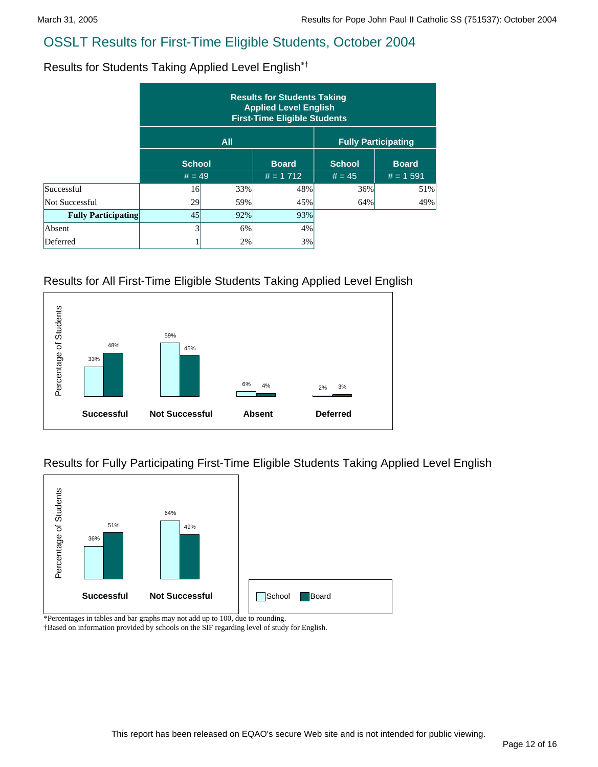# OSSLT Results for First-Time Eligible Students, October 2004

## Results for Students Taking Applied Level English*†

| | Results for Students Taking Applied Level English First-Time Eligible Students | | | | |
|---|---|---|---|---|---|
| | All | | | Fully Participating | |
| | School | | Board | School | Board |
| | # = 49 | | # = 1 712 | # = 45 | # = 1 591 |
| Successful | 16 | 33% | 48% | 36% | 51% |
| Not Successful | 29 | 59% | 45% | 64% | 49% |
| **Fully Participating** | 45 | 92% | 93% | | |
| Absent | 3 | 6% | 4% | | |
| Deferred | 1 | 2% | 3% | | |

## Results for All First-Time Eligible Students Taking Applied Level English

| | School | Board |
|---|---|---|
| Successful | 33% | 48% |
| Not Successful | 59% | 45% |
| Absent | 6% | 4% |
| Deferred | 2% | 3% |

## Results for Fully Participating First-Time Eligible Students Taking Applied Level English

| | School | Board |
|---|---|---|
| Successful | 36% | 51% |
| Not Successful | 64% | 49% |

*Percentages in tables and bar graphs may not add up to 100, due to rounding.

†Based on information provided by schools on the SIF regarding level of study for English.

This report has been released on EQAO's secure Web site and is not intended for public viewing.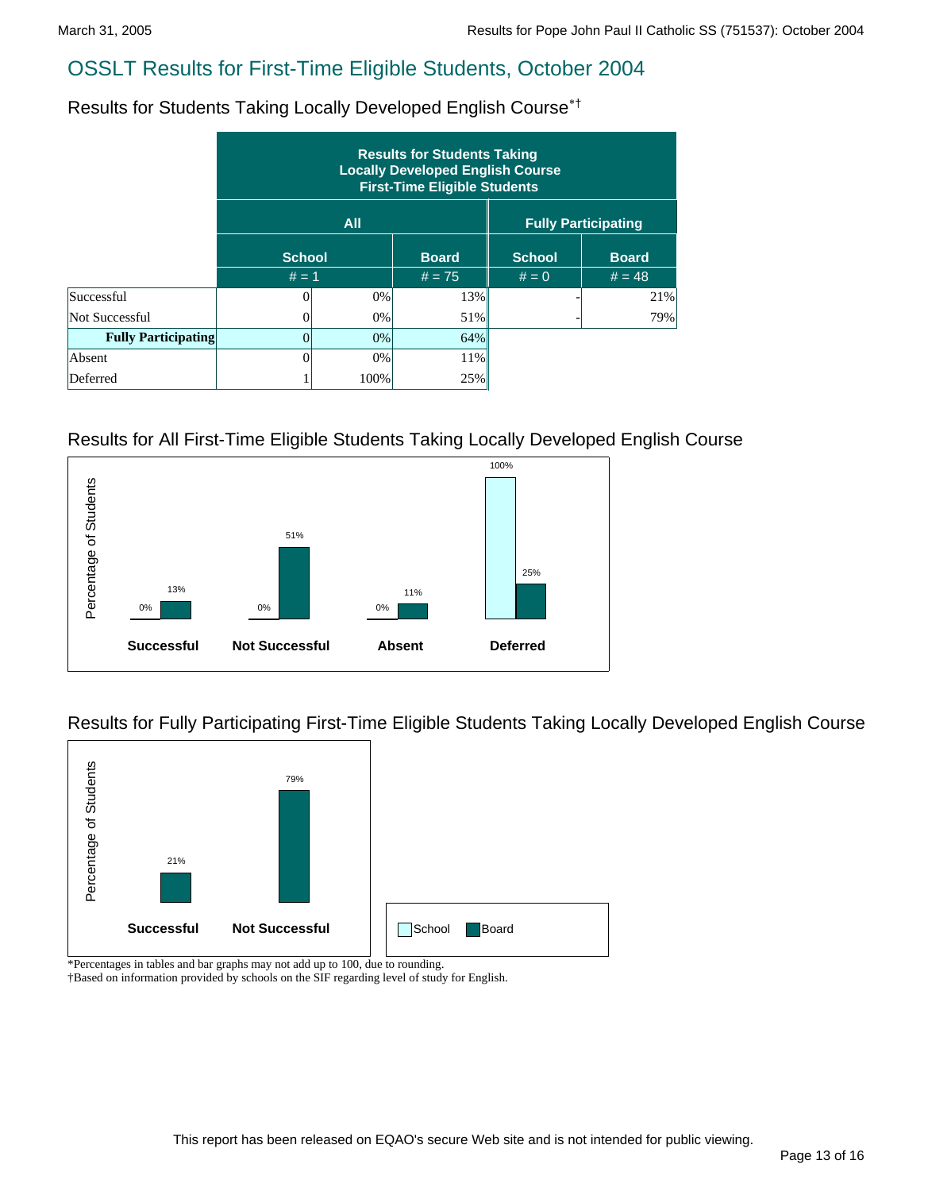# OSSLT Results for First-Time Eligible Students, October 2004

## Results for Students Taking Locally Developed English Course*†

| | Results for Students Taking Locally Developed English Course First-Time Eligible Students | | | | |
|---|---|---|---|---|---|
| | All | | | Fully Participating | |
| | School | | Board | School | Board |
| | # = 1 | | # = 75 | # = 0 | # = 48 |
| Successful | 0 | 0% | 13% | - | 21% |
| Not Successful | 0 | 0% | 51% | - | 79% |
| **Fully Participating** | 0 | 0% | 64% | | |
| Absent | 0 | 0% | 11% | | |
| Deferred | 1 | 100% | 25% | | |

## Results for All First-Time Eligible Students Taking Locally Developed English Course

| Percentage of Students | School | Board |
|---|---|---|
| Successful | 0% | 13% |
| Not Successful | 0% | 51% |
| Absent | 0% | 11% |
| Deferred | 100% | 25% |

## Results for Fully Participating First-Time Eligible Students Taking Locally Developed English Course

| Percentage of Students | Board |
|---|---|
| Successful | 21% |
| Not Successful | 79% |

Legend: School, Board

*Percentages in tables and bar graphs may not add up to 100, due to rounding.
†Based on information provided by schools on the SIF regarding level of study for English.

This report has been released on EQAO's secure Web site and is not intended for public viewing.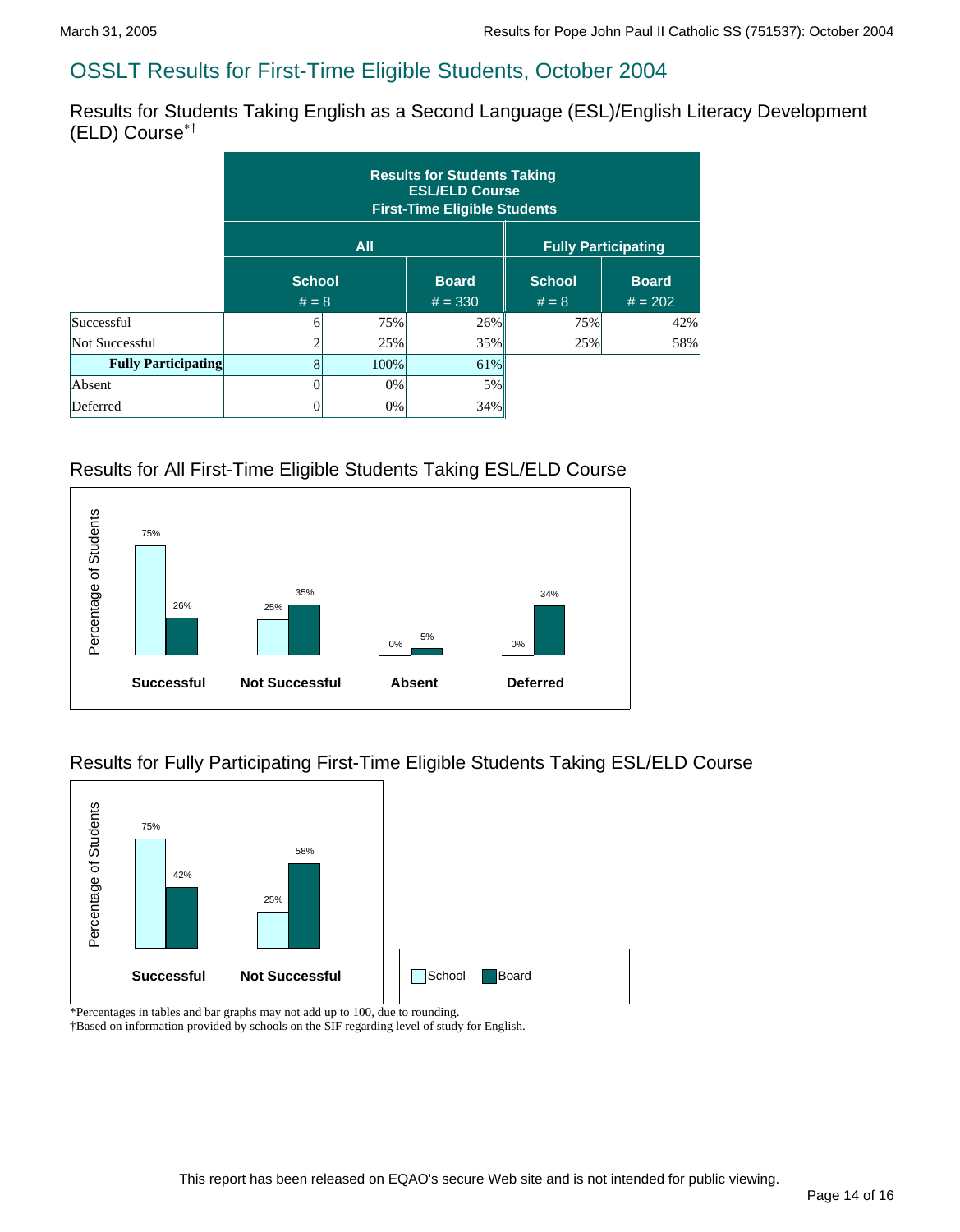## OSSLT Results for First-Time Eligible Students, October 2004

### Results for Students Taking English as a Second Language (ESL)/English Literacy Development (ELD) Course*†

| | Results for Students Taking ESL/ELD Course First-Time Eligible Students | | | | |
|---|---|---|---|---|---|
| | All | | | Fully Participating | |
| | School | | Board | School | Board |
| | # = 8 | | # = 330 | # = 8 | # = 202 |
| Successful | 6 | 75% | 26% | 75% | 42% |
| Not Successful | 2 | 25% | 35% | 25% | 58% |
| **Fully Participating** | 8 | 100% | 61% | | |
| Absent | 0 | 0% | 5% | | |
| Deferred | 0 | 0% | 34% | | |

### Results for All First-Time Eligible Students Taking ESL/ELD Course

| Percentage of Students | School | Board |
|---|---|---|
| Successful | 75% | 26% |
| Not Successful | 25% | 35% |
| Absent | 0% | 5% |
| Deferred | 0% | 34% |

### Results for Fully Participating First-Time Eligible Students Taking ESL/ELD Course

| Percentage of Students | School | Board |
|---|---|---|
| Successful | 75% | 42% |
| Not Successful | 25% | 58% |

*Percentages in tables and bar graphs may not add up to 100, due to rounding.
†Based on information provided by schools on the SIF regarding level of study for English.

This report has been released on EQAO's secure Web site and is not intended for public viewing.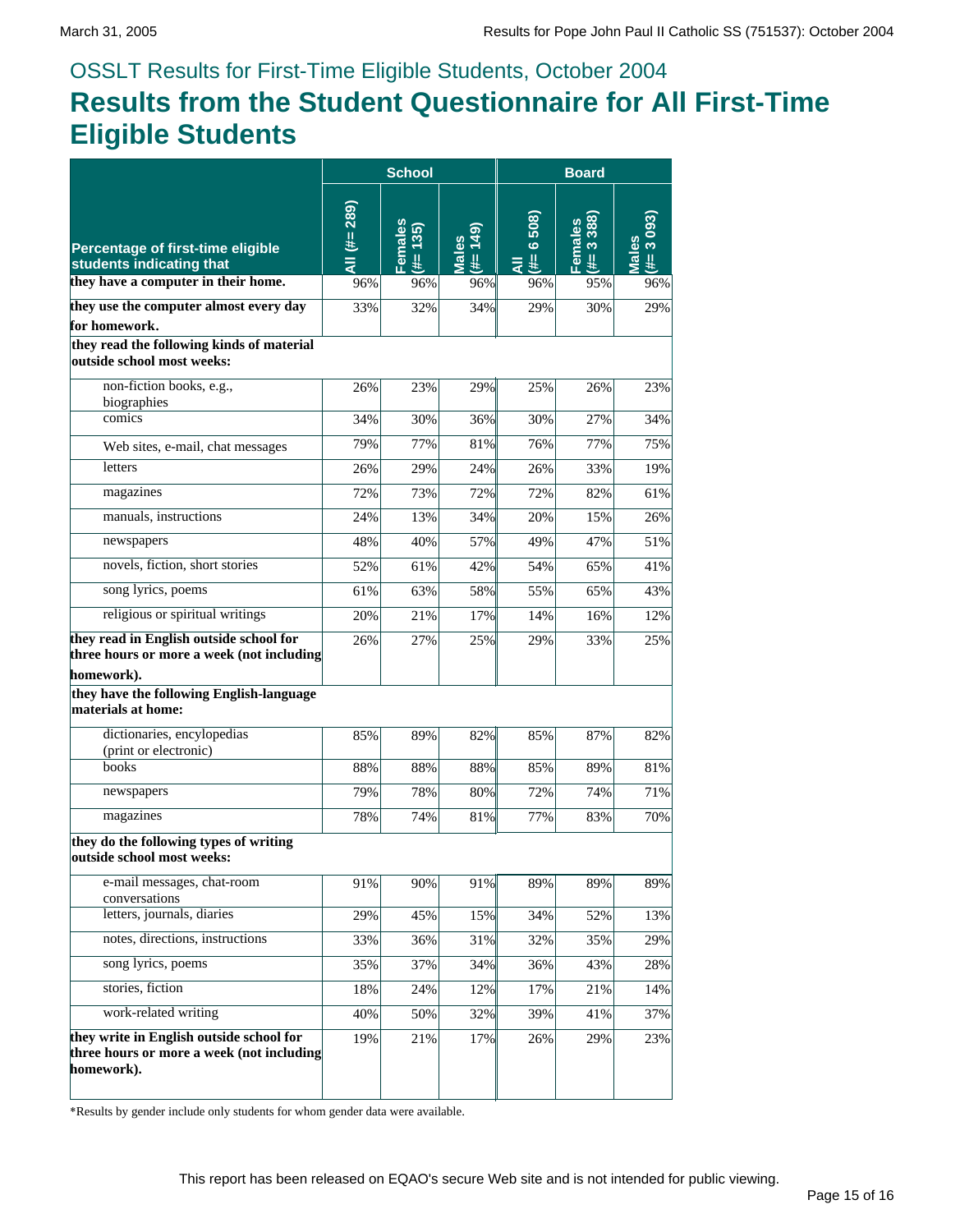OSSLT Results for First-Time Eligible Students, October 2004

# Results from the Student Questionnaire for All First-Time Eligible Students

| Percentage of first-time eligible students indicating that | School | | | Board | | |
|---|---|---|---|---|---|---|
| | All (#= 289) | Females (#= 135) | Males (#= 149) | All (#= 6 508) | Females (#= 3 388) | Males (#= 3 093) |
| **they have a computer in their home.** | 96% | 96% | 96% | 96% | 95% | 96% |
| **they use the computer almost every day for homework.** | 33% | 32% | 34% | 29% | 30% | 29% |
| **they read the following kinds of material outside school most weeks:** | | | | | | |
| non-fiction books, e.g., biographies | 26% | 23% | 29% | 25% | 26% | 23% |
| comics | 34% | 30% | 36% | 30% | 27% | 34% |
| Web sites, e-mail, chat messages | 79% | 77% | 81% | 76% | 77% | 75% |
| letters | 26% | 29% | 24% | 26% | 33% | 19% |
| magazines | 72% | 73% | 72% | 72% | 82% | 61% |
| manuals, instructions | 24% | 13% | 34% | 20% | 15% | 26% |
| newspapers | 48% | 40% | 57% | 49% | 47% | 51% |
| novels, fiction, short stories | 52% | 61% | 42% | 54% | 65% | 41% |
| song lyrics, poems | 61% | 63% | 58% | 55% | 65% | 43% |
| religious or spiritual writings | 20% | 21% | 17% | 14% | 16% | 12% |
| **they read in English outside school for three hours or more a week (not including homework).** | 26% | 27% | 25% | 29% | 33% | 25% |
| **they have the following English-language materials at home:** | | | | | | |
| dictionaries, encylopedias (print or electronic) | 85% | 89% | 82% | 85% | 87% | 82% |
| books | 88% | 88% | 88% | 85% | 89% | 81% |
| newspapers | 79% | 78% | 80% | 72% | 74% | 71% |
| magazines | 78% | 74% | 81% | 77% | 83% | 70% |
| **they do the following types of writing outside school most weeks:** | | | | | | |
| e-mail messages, chat-room conversations | 91% | 90% | 91% | 89% | 89% | 89% |
| letters, journals, diaries | 29% | 45% | 15% | 34% | 52% | 13% |
| notes, directions, instructions | 33% | 36% | 31% | 32% | 35% | 29% |
| song lyrics, poems | 35% | 37% | 34% | 36% | 43% | 28% |
| stories, fiction | 18% | 24% | 12% | 17% | 21% | 14% |
| work-related writing | 40% | 50% | 32% | 39% | 41% | 37% |
| **they write in English outside school for three hours or more a week (not including homework).** | 19% | 21% | 17% | 26% | 29% | 23% |

*Results by gender include only students for whom gender data were available.

This report has been released on EQAO's secure Web site and is not intended for public viewing.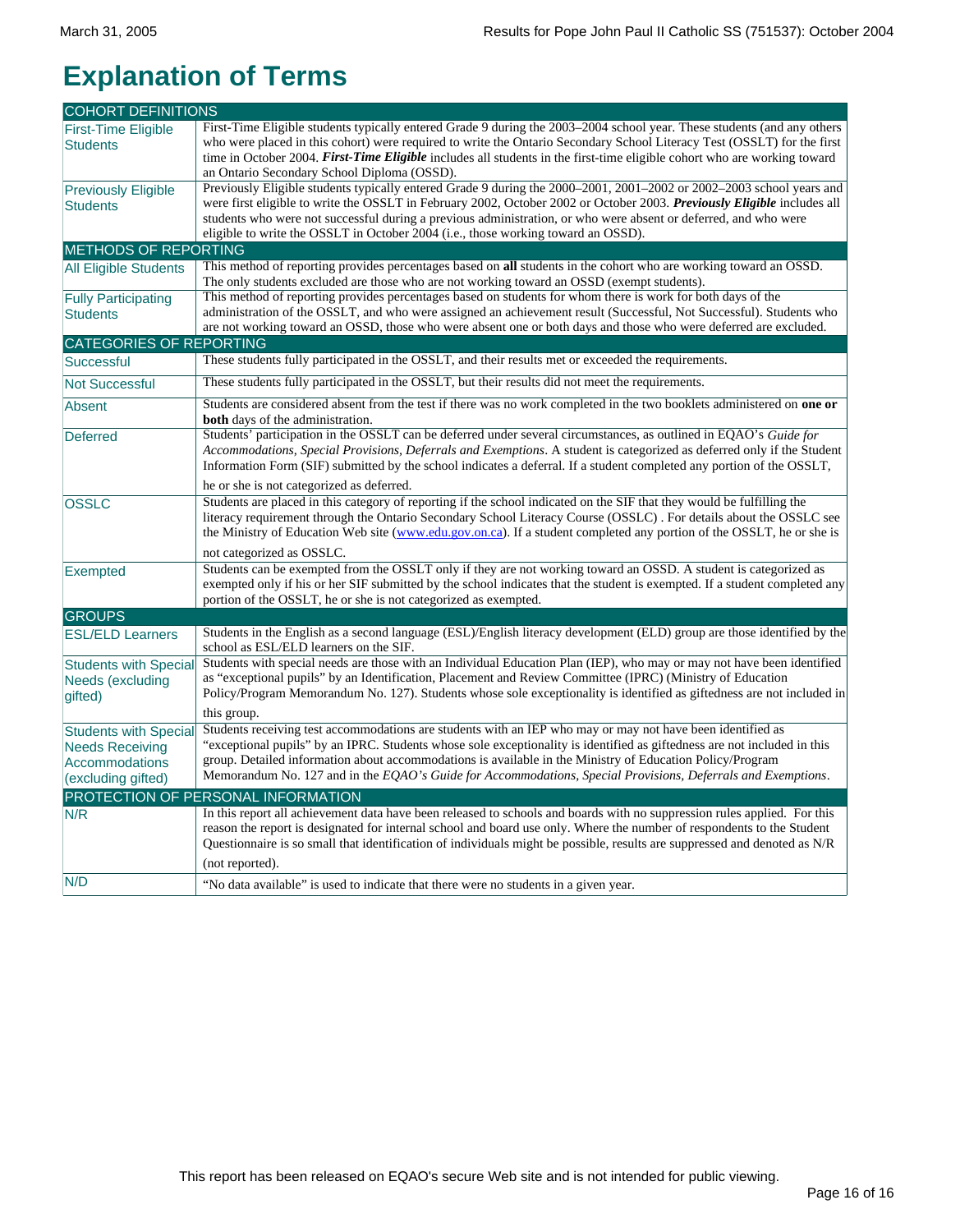# Explanation of Terms

| | |
|---|---|
| **COHORT DEFINITIONS** | |
| First-Time Eligible Students | First-Time Eligible students typically entered Grade 9 during the 2003–2004 school year. These students (and any others who were placed in this cohort) were required to write the Ontario Secondary School Literacy Test (OSSLT) for the first time in October 2004. ***First-Time Eligible*** includes all students in the first-time eligible cohort who are working toward an Ontario Secondary School Diploma (OSSD). |
| Previously Eligible Students | Previously Eligible students typically entered Grade 9 during the 2000–2001, 2001–2002 or 2002–2003 school years and were first eligible to write the OSSLT in February 2002, October 2002 or October 2003. ***Previously Eligible*** includes all students who were not successful during a previous administration, or who were absent or deferred, and who were eligible to write the OSSLT in October 2004 (i.e., those working toward an OSSD). |
| **METHODS OF REPORTING** | |
| All Eligible Students | This method of reporting provides percentages based on **all** students in the cohort who are working toward an OSSD. The only students excluded are those who are not working toward an OSSD (exempt students). |
| Fully Participating Students | This method of reporting provides percentages based on students for whom there is work for both days of the administration of the OSSLT, and who were assigned an achievement result (Successful, Not Successful). Students who are not working toward an OSSD, those who were absent one or both days and those who were deferred are excluded. |
| **CATEGORIES OF REPORTING** | |
| Successful | These students fully participated in the OSSLT, and their results met or exceeded the requirements. |
| Not Successful | These students fully participated in the OSSLT, but their results did not meet the requirements. |
| Absent | Students are considered absent from the test if there was no work completed in the two booklets administered on **one or both** days of the administration. |
| Deferred | Students' participation in the OSSLT can be deferred under several circumstances, as outlined in EQAO's *Guide for Accommodations, Special Provisions, Deferrals and Exemptions*. A student is categorized as deferred only if the Student Information Form (SIF) submitted by the school indicates a deferral. If a student completed any portion of the OSSLT, he or she is not categorized as deferred. |
| OSSLC | Students are placed in this category of reporting if the school indicated on the SIF that they would be fulfilling the literacy requirement through the Ontario Secondary School Literacy Course (OSSLC) . For details about the OSSLC see the Ministry of Education Web site (www.edu.gov.on.ca). If a student completed any portion of the OSSLT, he or she is not categorized as OSSLC. |
| Exempted | Students can be exempted from the OSSLT only if they are not working toward an OSSD. A student is categorized as exempted only if his or her SIF submitted by the school indicates that the student is exempted. If a student completed any portion of the OSSLT, he or she is not categorized as exempted. |
| **GROUPS** | |
| ESL/ELD Learners | Students in the English as a second language (ESL)/English literacy development (ELD) group are those identified by the school as ESL/ELD learners on the SIF. |
| Students with Special Needs (excluding gifted) | Students with special needs are those with an Individual Education Plan (IEP), who may or may not have been identified as "exceptional pupils" by an Identification, Placement and Review Committee (IPRC) (Ministry of Education Policy/Program Memorandum No. 127). Students whose sole exceptionality is identified as giftedness are not included in this group. |
| Students with Special Needs Receiving Accommodations (excluding gifted) | Students receiving test accommodations are students with an IEP who may or may not have been identified as "exceptional pupils" by an IPRC. Students whose sole exceptionality is identified as giftedness are not included in this group. Detailed information about accommodations is available in the Ministry of Education Policy/Program Memorandum No. 127 and in the *EQAO's Guide for Accommodations, Special Provisions, Deferrals and Exemptions*. |
| **PROTECTION OF PERSONAL INFORMATION** | |
| N/R | In this report all achievement data have been released to schools and boards with no suppression rules applied. For this reason the report is designated for internal school and board use only. Where the number of respondents to the Student Questionnaire is so small that identification of individuals might be possible, results are suppressed and denoted as N/R (not reported). |
| N/D | "No data available" is used to indicate that there were no students in a given year. |

This report has been released on EQAO's secure Web site and is not intended for public viewing.